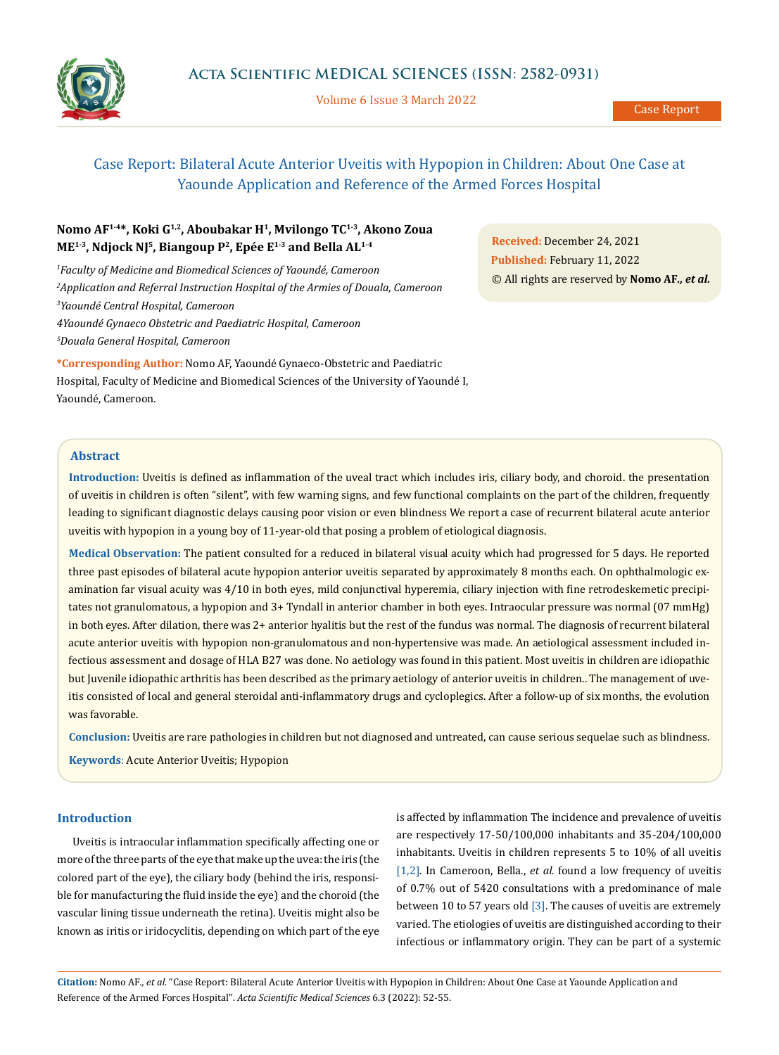Case Report

# Case Report: Bilateral Acute Anterior Uveitis with Hypopion in Children: About One Case at Yaounde Application and Reference of the Armed Forces Hospital

**Nomo AF[1-4]*, Koki G[1,2], Aboubakar H[1], Mvilongo TC[1-3], Akono Zoua ME[1-3], Ndjock NJ[5], Biangoup P[2], Epée E[1-3] and Bella AL[1-4]**

[1]*Faculty of Medicine and Biomedical Sciences of Yaoundé, Cameroon*

[2]*Application and Referral Instruction Hospital of the Armies of Douala, Cameroon*

[3]*Yaoundé Central Hospital, Cameroon*

*4Yaoundé Gynaeco Obstetric and Paediatric Hospital, Cameroon*

[5]*Douala General Hospital, Cameroon*

**\*Corresponding Author:** Nomo AF, Yaoundé Gynaeco-Obstetric and Paediatric Hospital, Faculty of Medicine and Biomedical Sciences of the University of Yaoundé I, Yaoundé, Cameroon.

**Received:** December 24, 2021

**Published:** February 11, 2022

© All rights are reserved by **Nomo AF.*, et al.***

## Abstract

**Introduction:** Uveitis is defined as inflammation of the uveal tract which includes iris, ciliary body, and choroid. the presentation of uveitis in children is often "silent", with few warning signs, and few functional complaints on the part of the children, frequently leading to significant diagnostic delays causing poor vision or even blindness We report a case of recurrent bilateral acute anterior uveitis with hypopion in a young boy of 11-year-old that posing a problem of etiological diagnosis.

**Medical Observation:** The patient consulted for a reduced in bilateral visual acuity which had progressed for 5 days. He reported three past episodes of bilateral acute hypopion anterior uveitis separated by approximately 8 months each. On ophthalmologic examination far visual acuity was 4/10 in both eyes, mild conjunctival hyperemia, ciliary injection with fine retrodeskemetic precipitates not granulomatous, a hypopion and 3+ Tyndall in anterior chamber in both eyes. Intraocular pressure was normal (07 mmHg) in both eyes. After dilation, there was 2+ anterior hyalitis but the rest of the fundus was normal. The diagnosis of recurrent bilateral acute anterior uveitis with hypopion non-granulomatous and non-hypertensive was made. An aetiological assessment included infectious assessment and dosage of HLA B27 was done. No aetiology was found in this patient. Most uveitis in children are idiopathic but Juvenile idiopathic arthritis has been described as the primary aetiology of anterior uveitis in children.. The management of uveitis consisted of local and general steroidal anti-inflammatory drugs and cycloplegics. After a follow-up of six months, the evolution was favorable.

**Conclusion:** Uveitis are rare pathologies in children but not diagnosed and untreated, can cause serious sequelae such as blindness.

**Keywords**: Acute Anterior Uveitis; Hypopion

## Introduction

Uveitis is intraocular inflammation specifically affecting one or more of the three parts of the eye that make up the uvea: the iris (the colored part of the eye), the ciliary body (behind the iris, responsible for manufacturing the fluid inside the eye) and the choroid (the vascular lining tissue underneath the retina). Uveitis might also be known as iritis or iridocyclitis, depending on which part of the eye is affected by inflammation The incidence and prevalence of uveitis are respectively 17-50/100,000 inhabitants and 35-204/100,000 inhabitants. Uveitis in children represents 5 to 10% of all uveitis [1,2]. In Cameroon, Bella., *et al.* found a low frequency of uveitis of 0.7% out of 5420 consultations with a predominance of male between 10 to 57 years old [3]. The causes of uveitis are extremely varied. The etiologies of uveitis are distinguished according to their infectious or inflammatory origin. They can be part of a systemic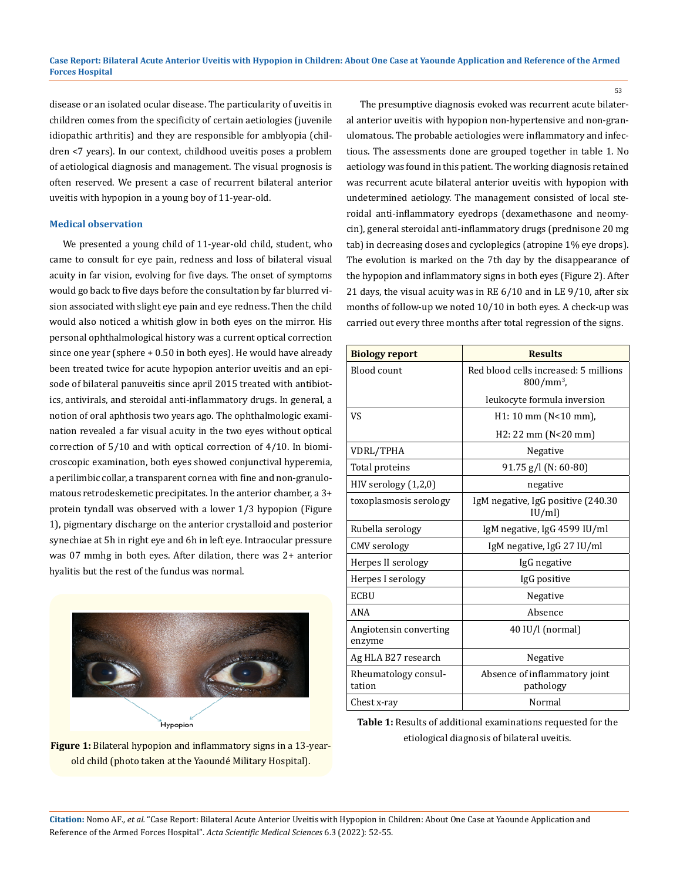disease or an isolated ocular disease. The particularity of uveitis in children comes from the specificity of certain aetiologies (juvenile idiopathic arthritis) and they are responsible for amblyopia (children <7 years). In our context, childhood uveitis poses a problem of aetiological diagnosis and management. The visual prognosis is often reserved. We present a case of recurrent bilateral anterior uveitis with hypopion in a young boy of 11-year-old.

### Medical observation

We presented a young child of 11-year-old child, student, who came to consult for eye pain, redness and loss of bilateral visual acuity in far vision, evolving for five days. The onset of symptoms would go back to five days before the consultation by far blurred vision associated with slight eye pain and eye redness. Then the child would also noticed a whitish glow in both eyes on the mirror. His personal ophthalmological history was a current optical correction since one year (sphere + 0.50 in both eyes). He would have already been treated twice for acute hypopion anterior uveitis and an episode of bilateral panuveitis since april 2015 treated with antibiotics, antivirals, and steroidal anti-inflammatory drugs. In general, a notion of oral aphthosis two years ago. The ophthalmologic examination revealed a far visual acuity in the two eyes without optical correction of 5/10 and with optical correction of 4/10. In biomicroscopic examination, both eyes showed conjunctival hyperemia, a perilimbic collar, a transparent cornea with fine and non-granulomatous retrodeskemetic precipitates. In the anterior chamber, a 3+ protein tyndall was observed with a lower 1/3 hypopion (Figure 1), pigmentary discharge on the anterior crystalloid and posterior synechiae at 5h in right eye and 6h in left eye. Intraocular pressure was 07 mmhg in both eyes. After dilation, there was 2+ anterior hyalitis but the rest of the fundus was normal.

**Figure 1:** Bilateral hypopion and inflammatory signs in a 13-year-old child (photo taken at the Yaoundé Military Hospital).

The presumptive diagnosis evoked was recurrent acute bilateral anterior uveitis with hypopion non-hypertensive and non-granulomatous. The probable aetiologies were inflammatory and infectious. The assessments done are grouped together in table 1. No aetiology was found in this patient. The working diagnosis retained was recurrent acute bilateral anterior uveitis with hypopion with undetermined aetiology. The management consisted of local steroidal anti-inflammatory eyedrops (dexamethasone and neomycin), general steroidal anti-inflammatory drugs (prednisone 20 mg tab) in decreasing doses and cycloplegics (atropine 1% eye drops). The evolution is marked on the 7th day by the disappearance of the hypopion and inflammatory signs in both eyes (Figure 2). After 21 days, the visual acuity was in RE 6/10 and in LE 9/10, after six months of follow-up we noted 10/10 in both eyes. A check-up was carried out every three months after total regression of the signs.

| Biology report | Results |
| --- | --- |
| Blood count | Red blood cells increased: 5 millions 800/mm$^3$, |
| | leukocyte formula inversion |
| VS | H1: 10 mm (N<10 mm), |
| | H2: 22 mm (N<20 mm) |
| VDRL/TPHA | Negative |
| Total proteins | 91.75 g/l (N: 60-80) |
| HIV serology (1,2,0) | negative |
| toxoplasmosis serology | IgM negative, IgG positive (240.30 IU/ml) |
| Rubella serology | IgM negative, IgG 4599 IU/ml |
| CMV serology | IgM negative, IgG 27 IU/ml |
| Herpes II serology | IgG negative |
| Herpes I serology | IgG positive |
| ECBU | Negative |
| ANA | Absence |
| Angiotensin converting enzyme | 40 IU/l (normal) |
| Ag HLA B27 research | Negative |
| Rheumatology consultation | Absence of inflammatory joint pathology |
| Chest x-ray | Normal |

**Table 1:** Results of additional examinations requested for the etiological diagnosis of bilateral uveitis.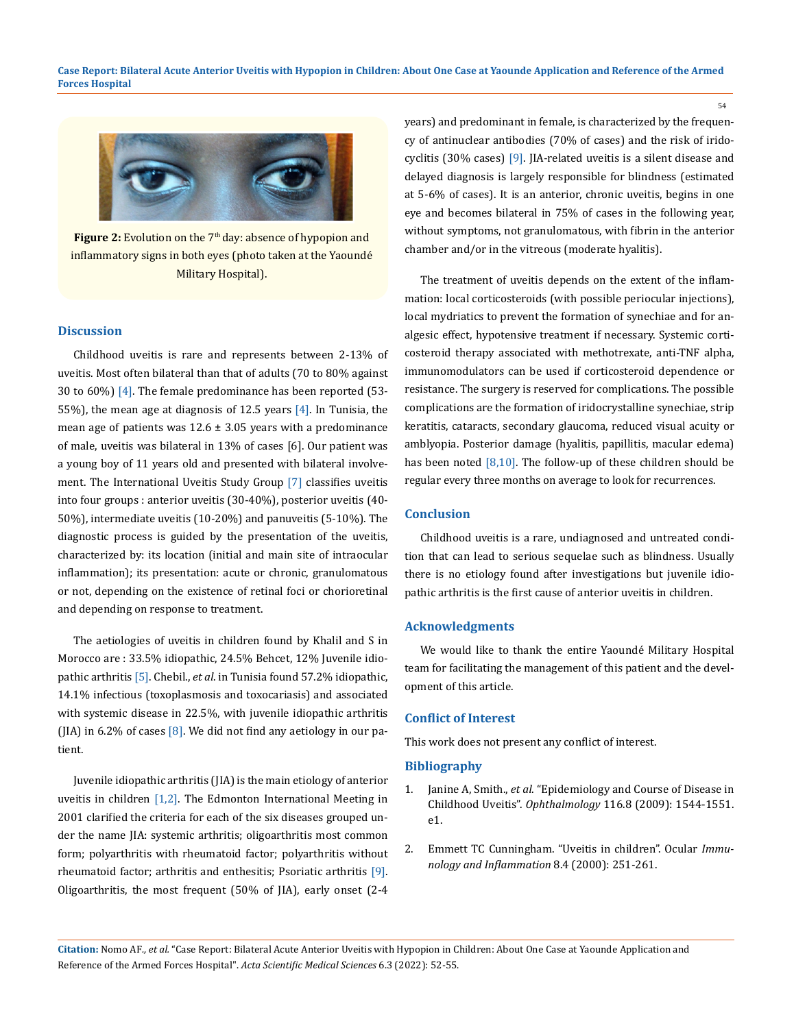**Figure 2:** Evolution on the 7th day: absence of hypopion and inflammatory signs in both eyes (photo taken at the Yaoundé Military Hospital).

## Discussion

Childhood uveitis is rare and represents between 2-13% of uveitis. Most often bilateral than that of adults (70 to 80% against 30 to 60%) [4]. The female predominance has been reported (53-55%), the mean age at diagnosis of 12.5 years [4]. In Tunisia, the mean age of patients was 12.6 ± 3.05 years with a predominance of male, uveitis was bilateral in 13% of cases [6]. Our patient was a young boy of 11 years old and presented with bilateral involvement. The International Uveitis Study Group [7] classifies uveitis into four groups : anterior uveitis (30-40%), posterior uveitis (40-50%), intermediate uveitis (10-20%) and panuveitis (5-10%). The diagnostic process is guided by the presentation of the uveitis, characterized by: its location (initial and main site of intraocular inflammation); its presentation: acute or chronic, granulomatous or not, depending on the existence of retinal foci or chorioretinal and depending on response to treatment.

The aetiologies of uveitis in children found by Khalil and S in Morocco are : 33.5% idiopathic, 24.5% Behcet, 12% Juvenile idiopathic arthritis [5]. Chebil., *et al*. in Tunisia found 57.2% idiopathic, 14.1% infectious (toxoplasmosis and toxocariasis) and associated with systemic disease in 22.5%, with juvenile idiopathic arthritis (JIA) in 6.2% of cases [8]. We did not find any aetiology in our patient.

Juvenile idiopathic arthritis (JIA) is the main etiology of anterior uveitis in children [1,2]. The Edmonton International Meeting in 2001 clarified the criteria for each of the six diseases grouped under the name JIA: systemic arthritis; oligoarthritis most common form; polyarthritis with rheumatoid factor; polyarthritis without rheumatoid factor; arthritis and enthesitis; Psoriatic arthritis [9]. Oligoarthritis, the most frequent (50% of JIA), early onset (2-4 years) and predominant in female, is characterized by the frequency of antinuclear antibodies (70% of cases) and the risk of iridocyclitis (30% cases) [9]. JIA-related uveitis is a silent disease and delayed diagnosis is largely responsible for blindness (estimated at 5-6% of cases). It is an anterior, chronic uveitis, begins in one eye and becomes bilateral in 75% of cases in the following year, without symptoms, not granulomatous, with fibrin in the anterior chamber and/or in the vitreous (moderate hyalitis).

The treatment of uveitis depends on the extent of the inflammation: local corticosteroids (with possible periocular injections), local mydriatics to prevent the formation of synechiae and for analgesic effect, hypotensive treatment if necessary. Systemic corticosteroid therapy associated with methotrexate, anti-TNF alpha, immunomodulators can be used if corticosteroid dependence or resistance. The surgery is reserved for complications. The possible complications are the formation of iridocrystalline synechiae, strip keratitis, cataracts, secondary glaucoma, reduced visual acuity or amblyopia. Posterior damage (hyalitis, papillitis, macular edema) has been noted [8,10]. The follow-up of these children should be regular every three months on average to look for recurrences.

## Conclusion

Childhood uveitis is a rare, undiagnosed and untreated condition that can lead to serious sequelae such as blindness. Usually there is no etiology found after investigations but juvenile idiopathic arthritis is the first cause of anterior uveitis in children.

## Acknowledgments

We would like to thank the entire Yaoundé Military Hospital team for facilitating the management of this patient and the development of this article.

## Conflict of Interest

This work does not present any conflict of interest.

## Bibliography

1. Janine A, Smith., *et al*. "Epidemiology and Course of Disease in Childhood Uveitis". *Ophthalmology* 116.8 (2009): 1544-1551. e1.
2. Emmett TC Cunningham. "Uveitis in children". Ocular *Immunology and Inflammation* 8.4 (2000): 251-261.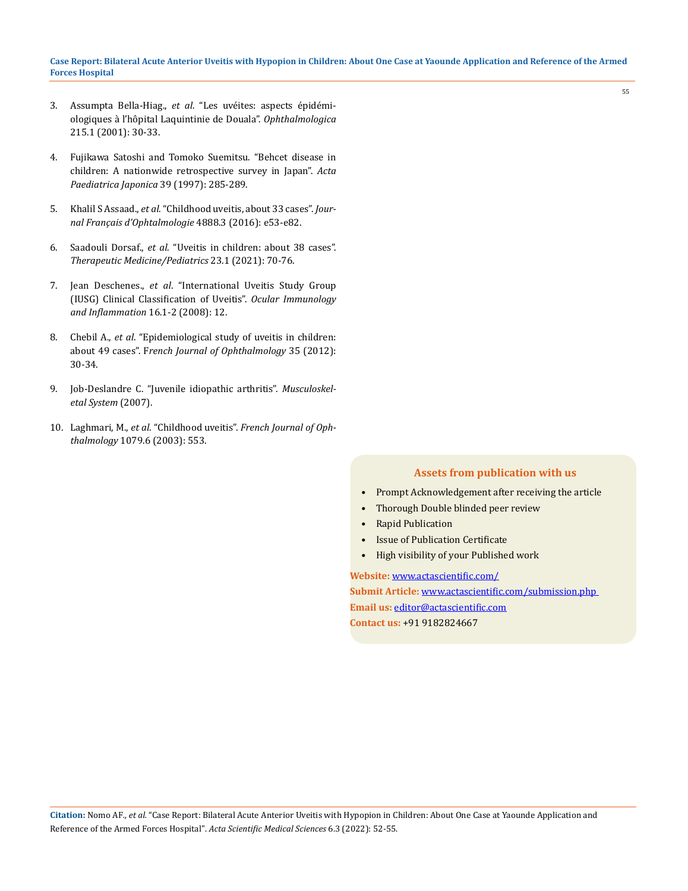3. Assumpta Bella-Hiag., *et al*. "Les uvéites: aspects épidémiologiques à l'hôpital Laquintinie de Douala". *Ophthalmologica* 215.1 (2001): 30-33.

4. Fujikawa Satoshi and Tomoko Suemitsu. "Behcet disease in children: A nationwide retrospective survey in Japan". *Acta Paediatrica Japonica* 39 (1997): 285-289.

5. Khalil S Assaad., *et al*. "Childhood uveitis, about 33 cases". *Journal Français d'Ophtalmologie* 4888.3 (2016): e53-e82.

6. Saadouli Dorsaf., *et al*. "Uveitis in children: about 38 cases". *Therapeutic Medicine/Pediatrics* 23.1 (2021): 70-76.

7. Jean Deschenes., *et al*. "International Uveitis Study Group (IUSG) Clinical Classification of Uveitis". *Ocular Immunology and Inflammation* 16.1-2 (2008): 12.

8. Chebil A., *et al*. "Epidemiological study of uveitis in children: about 49 cases". F*rench Journal of Ophthalmology* 35 (2012): 30-34.

9. Job-Deslandre C. "Juvenile idiopathic arthritis". *Musculoskeletal System* (2007).

10. Laghmari, M., *et al*. "Childhood uveitis". *French Journal of Ophthalmology* 1079.6 (2003): 553.

**Assets from publication with us**

- Prompt Acknowledgement after receiving the article
- Thorough Double blinded peer review
- Rapid Publication
- Issue of Publication Certificate
- High visibility of your Published work

**Website:** www.actascientific.com/
**Submit Article:** www.actascientific.com/submission.php
**Email us:** editor@actascientific.com
**Contact us:** +91 9182824667